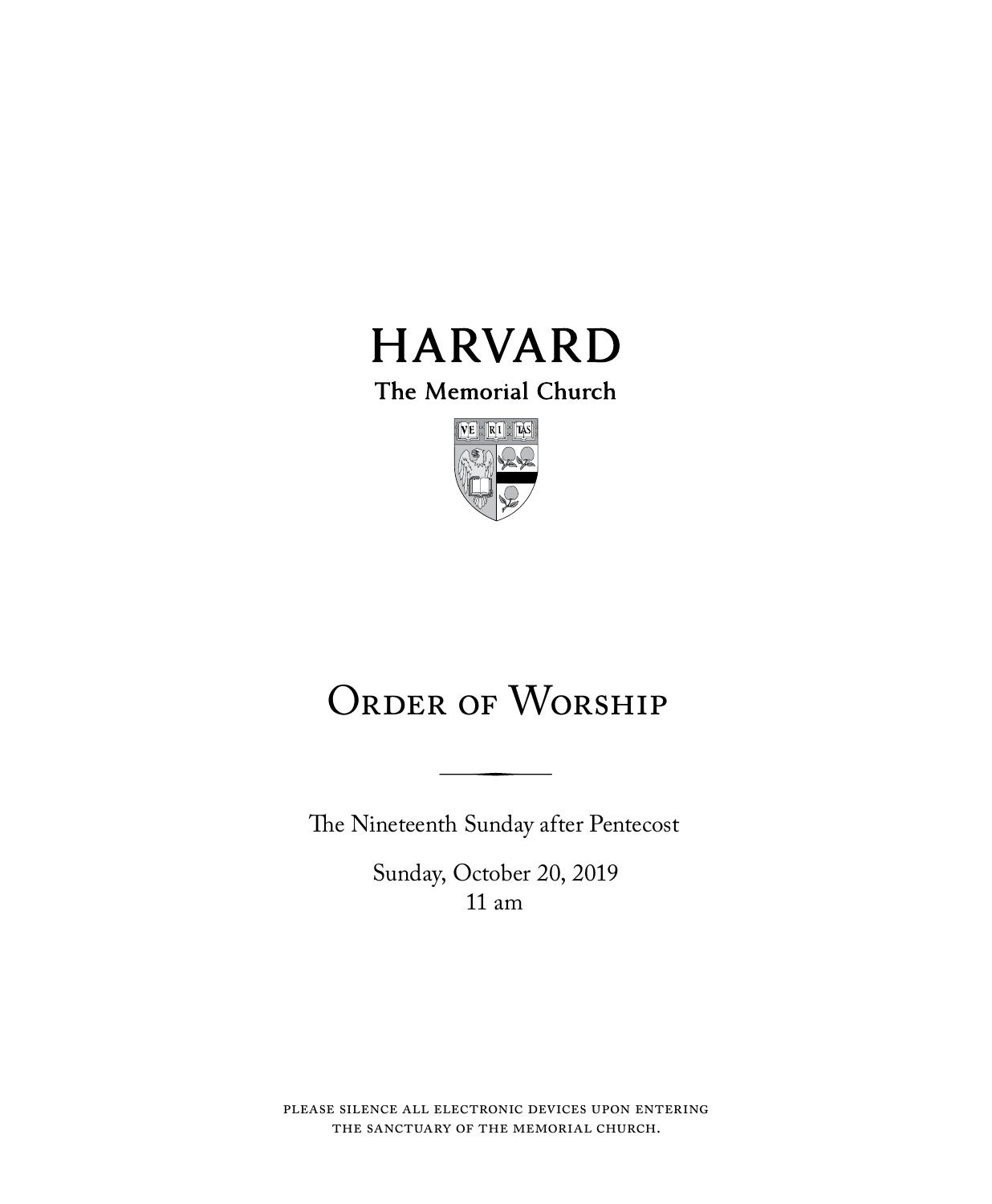# HARVARD

The Memorial Church

VE RI TAS

# Order of Worship

The Nineteenth Sunday after Pentecost

Sunday, October 20, 2019
11 am

please silence all electronic devices upon entering the sanctuary of the memorial church.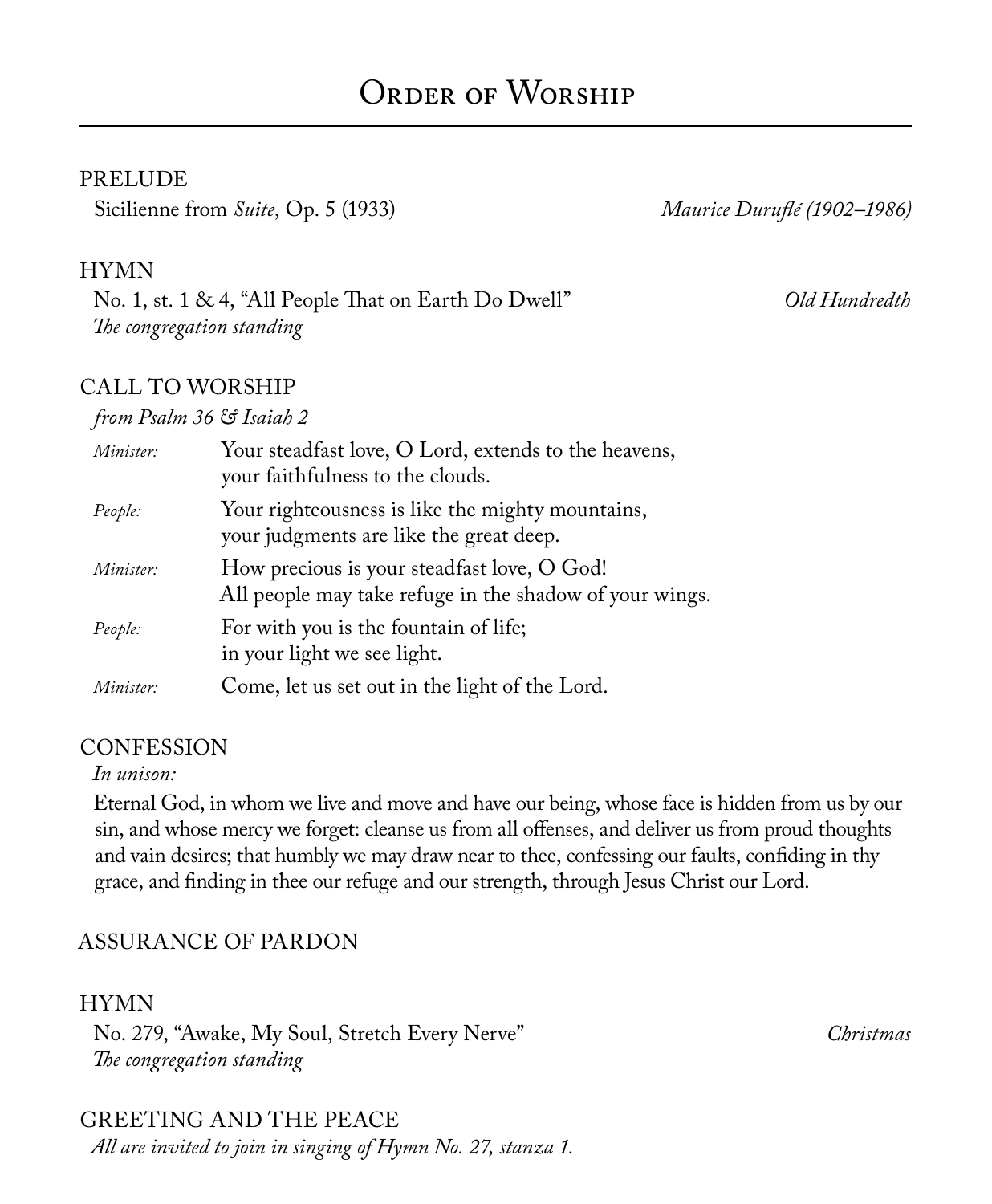# Order of Worship

## PRELUDE

Sicilienne from *Suite*, Op. 5 (1933) — *Maurice Duruflé (1902–1986)*

## HYMN

No. 1, st. 1 & 4, "All People That on Earth Do Dwell" — *Old Hundredth*

*The congregation standing*

## CALL TO WORSHIP

*from Psalm 36 & Isaiah 2*

*Minister:* Your steadfast love, O Lord, extends to the heavens,
your faithfulness to the clouds.

*People:* Your righteousness is like the mighty mountains,
your judgments are like the great deep.

*Minister:* How precious is your steadfast love, O God!
All people may take refuge in the shadow of your wings.

*People:* For with you is the fountain of life;
in your light we see light.

*Minister:* Come, let us set out in the light of the Lord.

## CONFESSION

*In unison:*

Eternal God, in whom we live and move and have our being, whose face is hidden from us by our sin, and whose mercy we forget: cleanse us from all offenses, and deliver us from proud thoughts and vain desires; that humbly we may draw near to thee, confessing our faults, confiding in thy grace, and finding in thee our refuge and our strength, through Jesus Christ our Lord.

## ASSURANCE OF PARDON

## HYMN

No. 279, "Awake, My Soul, Stretch Every Nerve" — *Christmas*

*The congregation standing*

## GREETING AND THE PEACE

*All are invited to join in singing of Hymn No. 27, stanza 1.*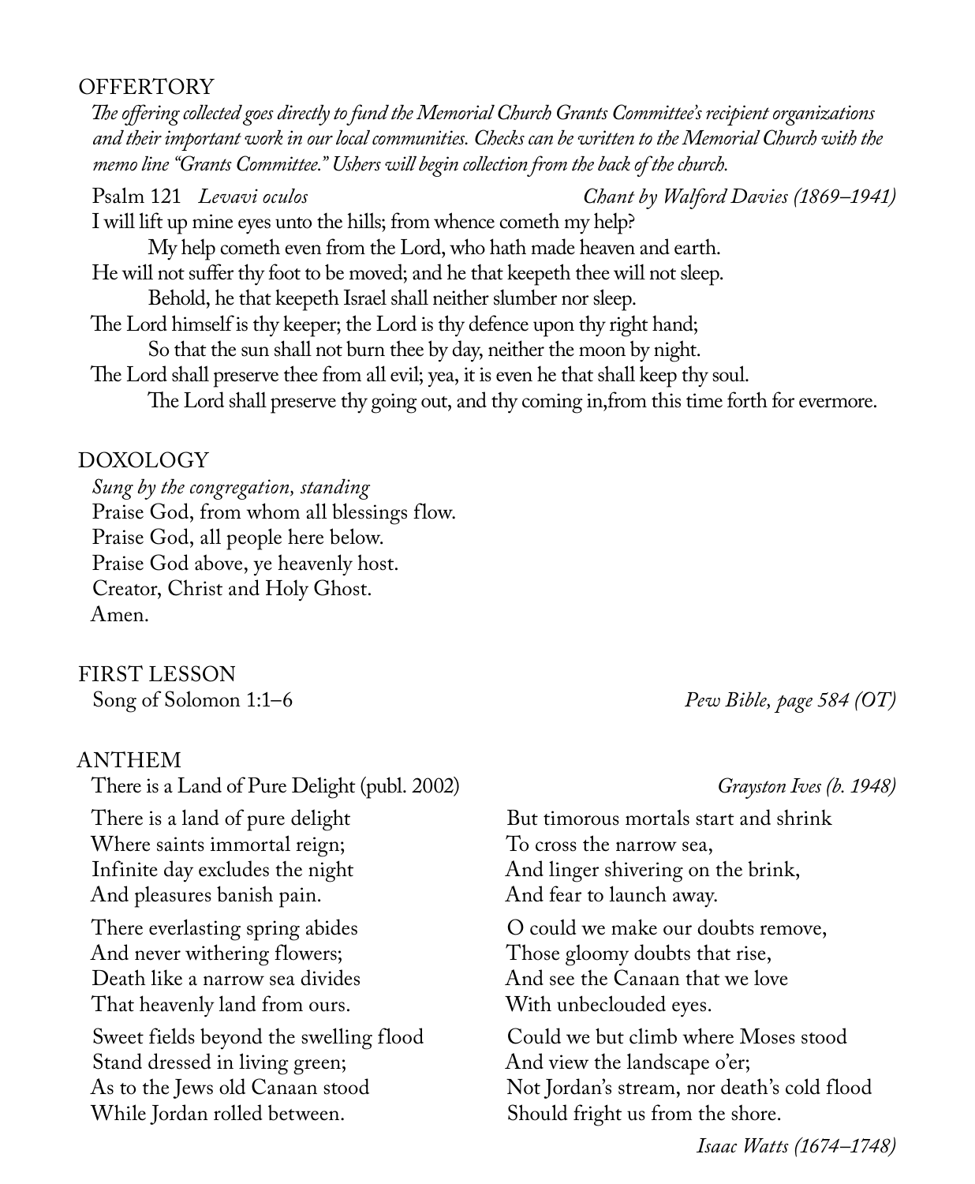## OFFERTORY

*The offering collected goes directly to fund the Memorial Church Grants Committee's recipient organizations and their important work in our local communities. Checks can be written to the Memorial Church with the memo line "Grants Committee." Ushers will begin collection from the back of the church.*

Psalm 121 *Levavi oculos* — *Chant by Walford Davies (1869–1941)*

I will lift up mine eyes unto the hills; from whence cometh my help?
  My help cometh even from the Lord, who hath made heaven and earth.
He will not suffer thy foot to be moved; and he that keepeth thee will not sleep.
  Behold, he that keepeth Israel shall neither slumber nor sleep.
The Lord himself is thy keeper; the Lord is thy defence upon thy right hand;
  So that the sun shall not burn thee by day, neither the moon by night.
The Lord shall preserve thee from all evil; yea, it is even he that shall keep thy soul.
  The Lord shall preserve thy going out, and thy coming in,from this time forth for evermore.

## DOXOLOGY

*Sung by the congregation, standing*

Praise God, from whom all blessings flow.
Praise God, all people here below.
Praise God above, ye heavenly host.
Creator, Christ and Holy Ghost.
Amen.

## FIRST LESSON

Song of Solomon 1:1–6 — *Pew Bible, page 584 (OT)*

## ANTHEM

There is a Land of Pure Delight (publ. 2002) — *Grayston Ives (b. 1948)*

There is a land of pure delight
Where saints immortal reign;
Infinite day excludes the night
And pleasures banish pain.

There everlasting spring abides
And never withering flowers;
Death like a narrow sea divides
That heavenly land from ours.

Sweet fields beyond the swelling flood
Stand dressed in living green;
As to the Jews old Canaan stood
While Jordan rolled between.

But timorous mortals start and shrink
To cross the narrow sea,
And linger shivering on the brink,
And fear to launch away.

O could we make our doubts remove,
Those gloomy doubts that rise,
And see the Canaan that we love
With unbeclouded eyes.

Could we but climb where Moses stood
And view the landscape o'er;
Not Jordan's stream, nor death's cold flood
Should fright us from the shore.

*Isaac Watts (1674–1748)*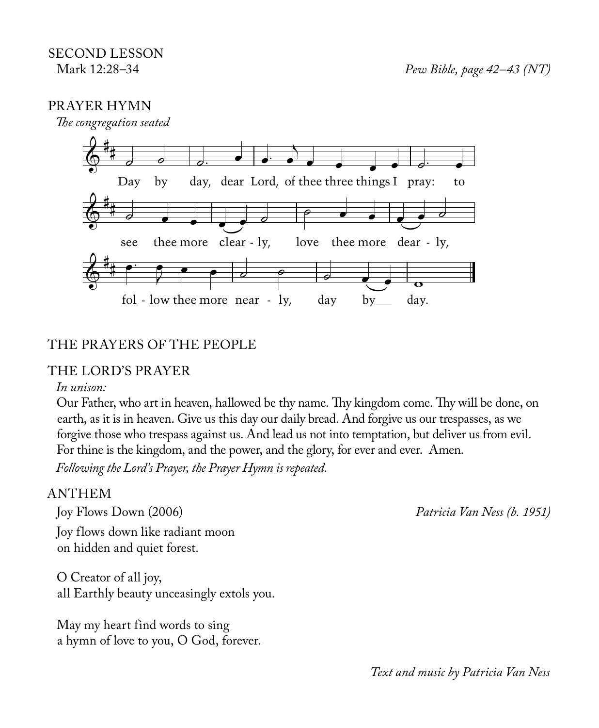## SECOND LESSON

Mark 12:28–34 *Pew Bible, page 42–43 (NT)*

## PRAYER HYMN

*The congregation seated*

Day by day, dear Lord, of thee three things I pray: to see thee more clear - ly, love thee more dear - ly, fol - low thee more near - ly, day by day.

## THE PRAYERS OF THE PEOPLE

## THE LORD'S PRAYER

*In unison:*

Our Father, who art in heaven, hallowed be thy name. Thy kingdom come. Thy will be done, on earth, as it is in heaven. Give us this day our daily bread. And forgive us our trespasses, as we forgive those who trespass against us. And lead us not into temptation, but deliver us from evil. For thine is the kingdom, and the power, and the glory, for ever and ever. Amen.

*Following the Lord's Prayer, the Prayer Hymn is repeated.*

## ANTHEM

Joy Flows Down (2006) *Patricia Van Ness (b. 1951)*

Joy flows down like radiant moon
on hidden and quiet forest.

O Creator of all joy,
all Earthly beauty unceasingly extols you.

May my heart find words to sing
a hymn of love to you, O God, forever.

*Text and music by Patricia Van Ness*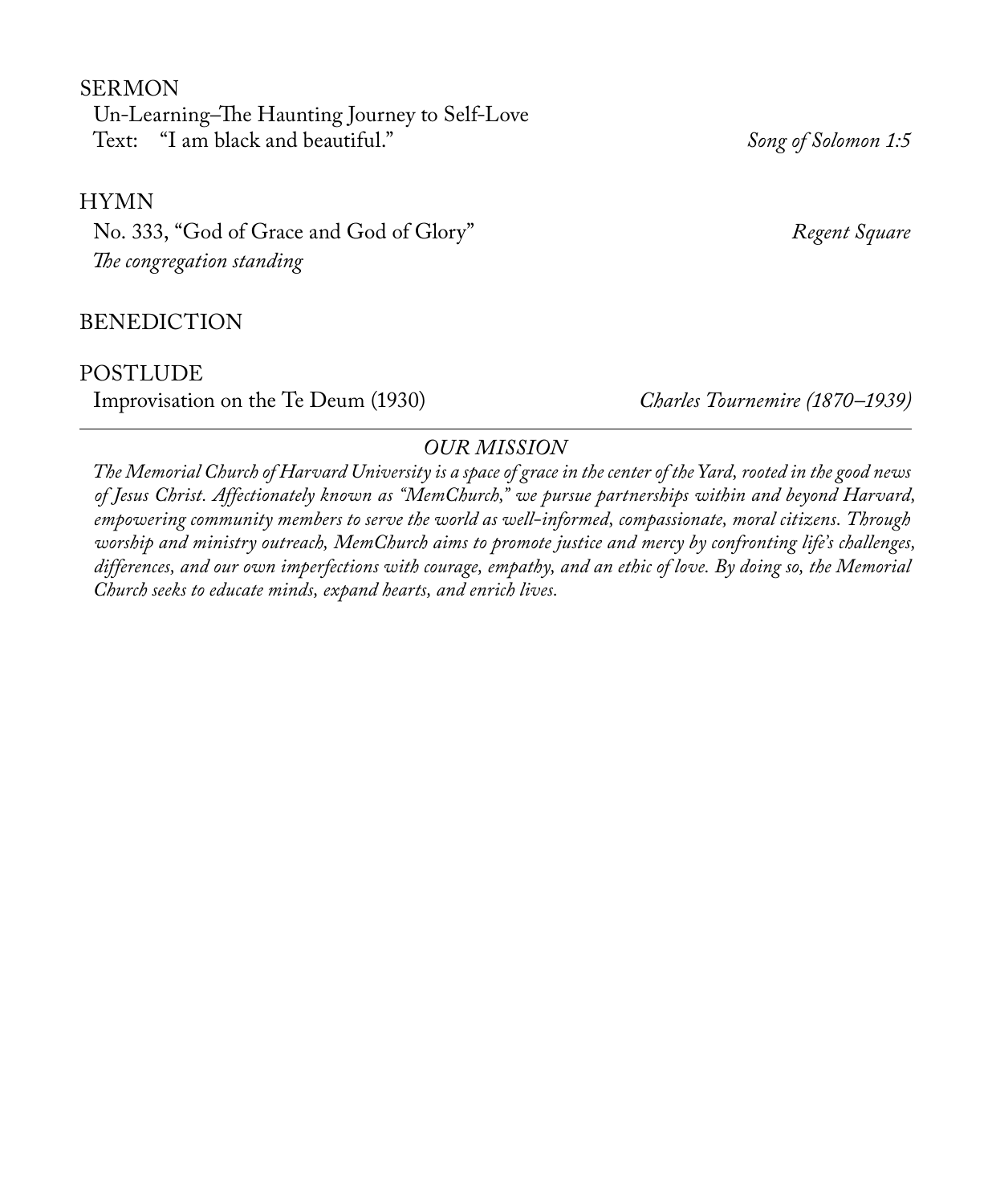SERMON

Un-Learning–The Haunting Journey to Self-Love

Text: "I am black and beautiful." *Song of Solomon 1:5*

HYMN

No. 333, "God of Grace and God of Glory" *Regent Square*

*The congregation standing*

BENEDICTION

POSTLUDE

Improvisation on the Te Deum (1930) *Charles Tournemire (1870–1939)*

---

*OUR MISSION*

*The Memorial Church of Harvard University is a space of grace in the center of the Yard, rooted in the good news of Jesus Christ. Affectionately known as "MemChurch," we pursue partnerships within and beyond Harvard, empowering community members to serve the world as well-informed, compassionate, moral citizens. Through worship and ministry outreach, MemChurch aims to promote justice and mercy by confronting life's challenges, differences, and our own imperfections with courage, empathy, and an ethic of love. By doing so, the Memorial Church seeks to educate minds, expand hearts, and enrich lives.*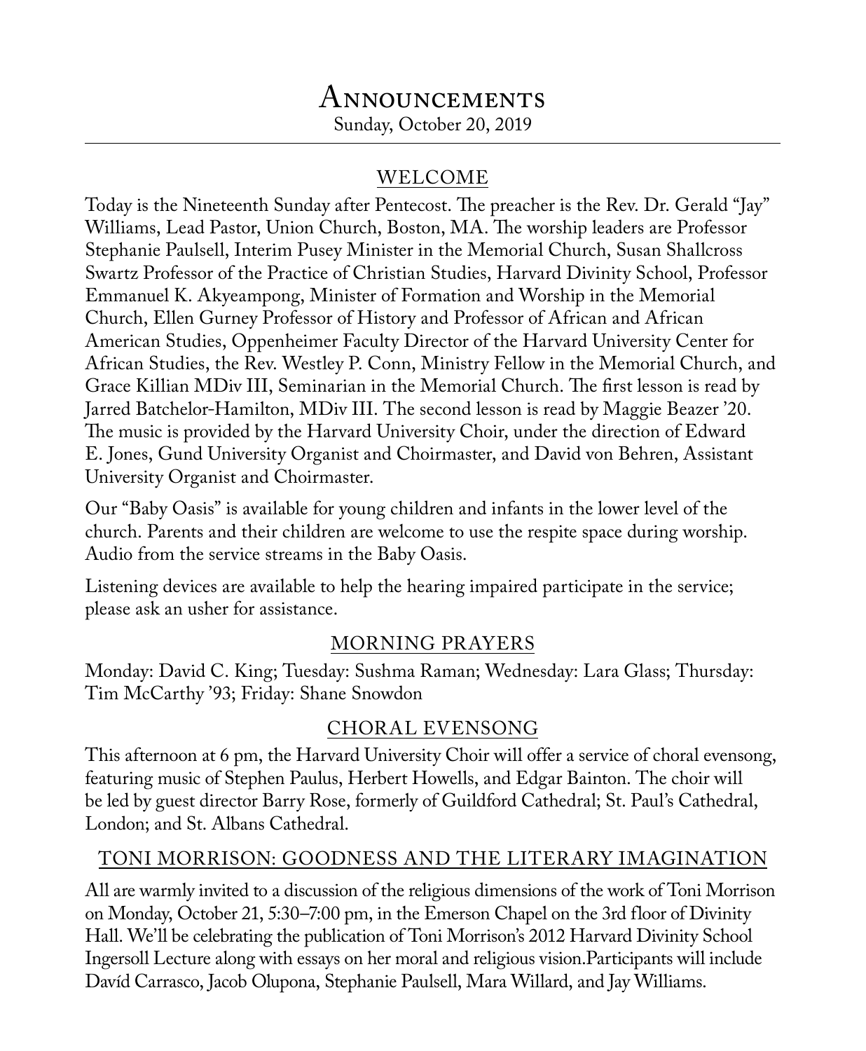# Announcements

Sunday, October 20, 2019

## WELCOME

Today is the Nineteenth Sunday after Pentecost. The preacher is the Rev. Dr. Gerald "Jay" Williams, Lead Pastor, Union Church, Boston, MA. The worship leaders are Professor Stephanie Paulsell, Interim Pusey Minister in the Memorial Church, Susan Shallcross Swartz Professor of the Practice of Christian Studies, Harvard Divinity School, Professor Emmanuel K. Akyeampong, Minister of Formation and Worship in the Memorial Church, Ellen Gurney Professor of History and Professor of African and African American Studies, Oppenheimer Faculty Director of the Harvard University Center for African Studies, the Rev. Westley P. Conn, Ministry Fellow in the Memorial Church, and Grace Killian MDiv III, Seminarian in the Memorial Church. The first lesson is read by Jarred Batchelor-Hamilton, MDiv III. The second lesson is read by Maggie Beazer '20. The music is provided by the Harvard University Choir, under the direction of Edward E. Jones, Gund University Organist and Choirmaster, and David von Behren, Assistant University Organist and Choirmaster.

Our "Baby Oasis" is available for young children and infants in the lower level of the church. Parents and their children are welcome to use the respite space during worship. Audio from the service streams in the Baby Oasis.

Listening devices are available to help the hearing impaired participate in the service; please ask an usher for assistance.

## MORNING PRAYERS

Monday: David C. King; Tuesday: Sushma Raman; Wednesday: Lara Glass; Thursday: Tim McCarthy '93; Friday: Shane Snowdon

## CHORAL EVENSONG

This afternoon at 6 pm, the Harvard University Choir will offer a service of choral evensong, featuring music of Stephen Paulus, Herbert Howells, and Edgar Bainton. The choir will be led by guest director Barry Rose, formerly of Guildford Cathedral; St. Paul's Cathedral, London; and St. Albans Cathedral.

## TONI MORRISON: GOODNESS AND THE LITERARY IMAGINATION

All are warmly invited to a discussion of the religious dimensions of the work of Toni Morrison on Monday, October 21, 5:30–7:00 pm, in the Emerson Chapel on the 3rd floor of Divinity Hall. We'll be celebrating the publication of Toni Morrison's 2012 Harvard Divinity School Ingersoll Lecture along with essays on her moral and religious vision.Participants will include Davíd Carrasco, Jacob Olupona, Stephanie Paulsell, Mara Willard, and Jay Williams.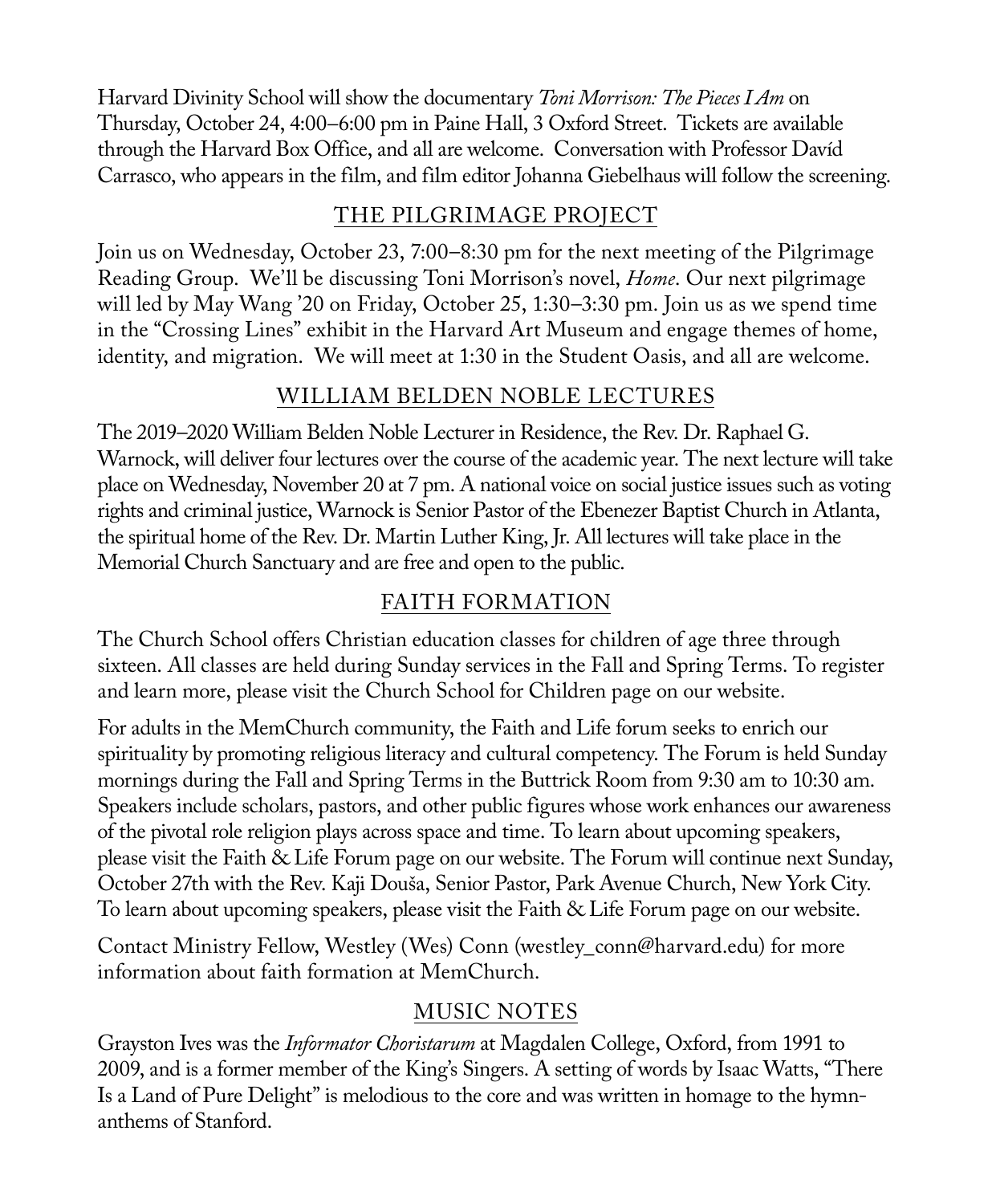Harvard Divinity School will show the documentary *Toni Morrison: The Pieces I Am* on Thursday, October 24, 4:00–6:00 pm in Paine Hall, 3 Oxford Street. Tickets are available through the Harvard Box Office, and all are welcome. Conversation with Professor Davíd Carrasco, who appears in the film, and film editor Johanna Giebelhaus will follow the screening.

## THE PILGRIMAGE PROJECT

Join us on Wednesday, October 23, 7:00–8:30 pm for the next meeting of the Pilgrimage Reading Group. We'll be discussing Toni Morrison's novel, *Home*. Our next pilgrimage will led by May Wang '20 on Friday, October 25, 1:30–3:30 pm. Join us as we spend time in the "Crossing Lines" exhibit in the Harvard Art Museum and engage themes of home, identity, and migration. We will meet at 1:30 in the Student Oasis, and all are welcome.

## WILLIAM BELDEN NOBLE LECTURES

The 2019–2020 William Belden Noble Lecturer in Residence, the Rev. Dr. Raphael G. Warnock, will deliver four lectures over the course of the academic year. The next lecture will take place on Wednesday, November 20 at 7 pm. A national voice on social justice issues such as voting rights and criminal justice, Warnock is Senior Pastor of the Ebenezer Baptist Church in Atlanta, the spiritual home of the Rev. Dr. Martin Luther King, Jr. All lectures will take place in the Memorial Church Sanctuary and are free and open to the public.

## FAITH FORMATION

The Church School offers Christian education classes for children of age three through sixteen. All classes are held during Sunday services in the Fall and Spring Terms. To register and learn more, please visit the Church School for Children page on our website.

For adults in the MemChurch community, the Faith and Life forum seeks to enrich our spirituality by promoting religious literacy and cultural competency. The Forum is held Sunday mornings during the Fall and Spring Terms in the Buttrick Room from 9:30 am to 10:30 am. Speakers include scholars, pastors, and other public figures whose work enhances our awareness of the pivotal role religion plays across space and time. To learn about upcoming speakers, please visit the Faith & Life Forum page on our website. The Forum will continue next Sunday, October 27th with the Rev. Kaji Douša, Senior Pastor, Park Avenue Church, New York City. To learn about upcoming speakers, please visit the Faith & Life Forum page on our website.

Contact Ministry Fellow, Westley (Wes) Conn (westley_conn@harvard.edu) for more information about faith formation at MemChurch.

## MUSIC NOTES

Grayston Ives was the *Informator Choristarum* at Magdalen College, Oxford, from 1991 to 2009, and is a former member of the King's Singers. A setting of words by Isaac Watts, "There Is a Land of Pure Delight" is melodious to the core and was written in homage to the hymn-anthems of Stanford.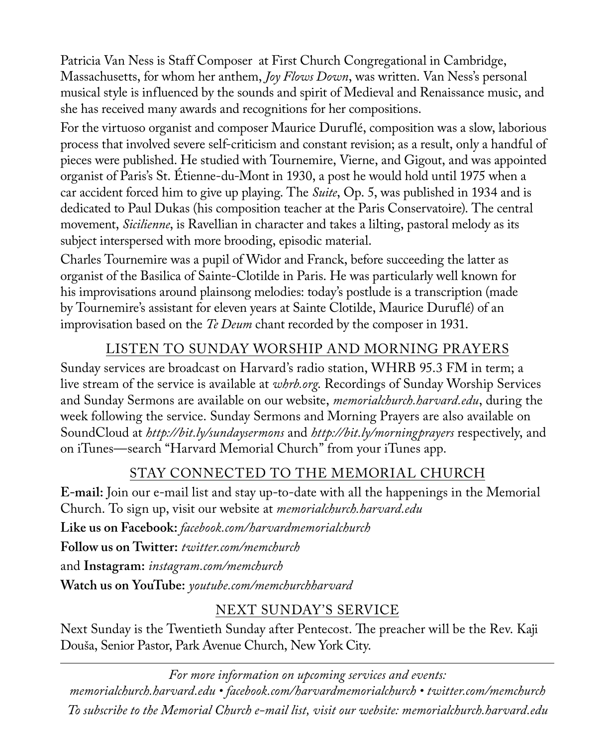Patricia Van Ness is Staff Composer at First Church Congregational in Cambridge, Massachusetts, for whom her anthem, *Joy Flows Down*, was written. Van Ness's personal musical style is influenced by the sounds and spirit of Medieval and Renaissance music, and she has received many awards and recognitions for her compositions.

For the virtuoso organist and composer Maurice Duruflé, composition was a slow, laborious process that involved severe self-criticism and constant revision; as a result, only a handful of pieces were published. He studied with Tournemire, Vierne, and Gigout, and was appointed organist of Paris's St. Étienne-du-Mont in 1930, a post he would hold until 1975 when a car accident forced him to give up playing. The *Suite*, Op. 5, was published in 1934 and is dedicated to Paul Dukas (his composition teacher at the Paris Conservatoire). The central movement, *Sicilienne*, is Ravellian in character and takes a lilting, pastoral melody as its subject interspersed with more brooding, episodic material.

Charles Tournemire was a pupil of Widor and Franck, before succeeding the latter as organist of the Basilica of Sainte-Clotilde in Paris. He was particularly well known for his improvisations around plainsong melodies: today's postlude is a transcription (made by Tournemire's assistant for eleven years at Sainte Clotilde, Maurice Duruflé) of an improvisation based on the *Te Deum* chant recorded by the composer in 1931.

## LISTEN TO SUNDAY WORSHIP AND MORNING PRAYERS

Sunday services are broadcast on Harvard's radio station, WHRB 95.3 FM in term; a live stream of the service is available at *whrb.org*. Recordings of Sunday Worship Services and Sunday Sermons are available on our website, *memorialchurch.harvard.edu*, during the week following the service. Sunday Sermons and Morning Prayers are also available on SoundCloud at *http://bit.ly/sundaysermons* and *http://bit.ly/morningprayers* respectively, and on iTunes—search "Harvard Memorial Church" from your iTunes app.

## STAY CONNECTED TO THE MEMORIAL CHURCH

**E-mail:** Join our e-mail list and stay up-to-date with all the happenings in the Memorial Church. To sign up, visit our website at *memorialchurch.harvard.edu*

**Like us on Facebook:** *facebook.com/harvardmemorialchurch*

**Follow us on Twitter:** *twitter.com/memchurch*

and **Instagram:** *instagram.com/memchurch*

**Watch us on YouTube:** *youtube.com/memchurchharvard*

## NEXT SUNDAY'S SERVICE

Next Sunday is the Twentieth Sunday after Pentecost. The preacher will be the Rev. Kaji Douša, Senior Pastor, Park Avenue Church, New York City.

---

*For more information on upcoming services and events:*
*memorialchurch.harvard.edu • facebook.com/harvardmemorialchurch • twitter.com/memchurch*
*To subscribe to the Memorial Church e-mail list, visit our website: memorialchurch.harvard.edu*